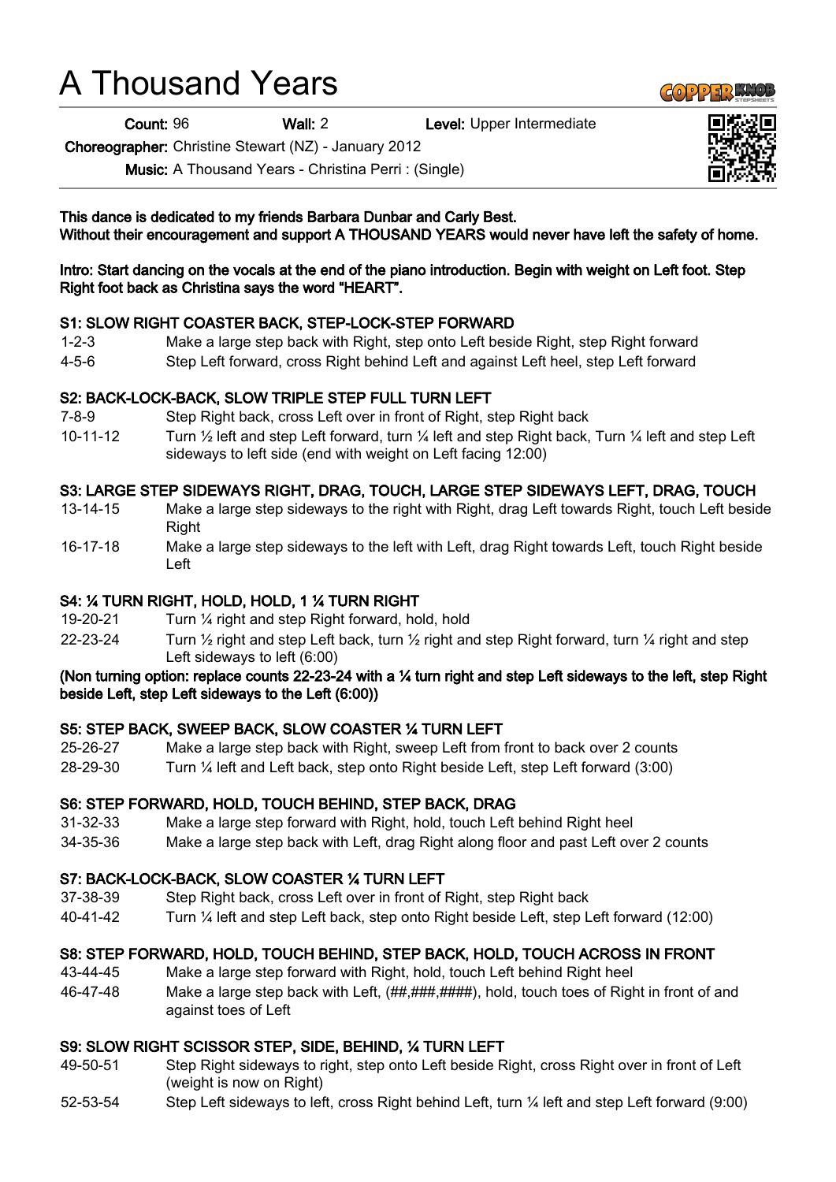# A Thousand Years

**Count:** 96 **Wall:** 2 **Level:** Upper Intermediate

**Choreographer:** Christine Stewart (NZ) - January 2012

**Music:** A Thousand Years - Christina Perri : (Single)

**This dance is dedicated to my friends Barbara Dunbar and Carly Best.**
**Without their encouragement and support A THOUSAND YEARS would never have left the safety of home.**

**Intro: Start dancing on the vocals at the end of the piano introduction. Begin with weight on Left foot. Step Right foot back as Christina says the word "HEART".**

**S1: SLOW RIGHT COASTER BACK, STEP-LOCK-STEP FORWARD**

| | |
|---|---|
| 1-2-3 | Make a large step back with Right, step onto Left beside Right, step Right forward |
| 4-5-6 | Step Left forward, cross Right behind Left and against Left heel, step Left forward |

**S2: BACK-LOCK-BACK, SLOW TRIPLE STEP FULL TURN LEFT**

| | |
|---|---|
| 7-8-9 | Step Right back, cross Left over in front of Right, step Right back |
| 10-11-12 | Turn ½ left and step Left forward, turn ¼ left and step Right back, Turn ¼ left and step Left sideways to left side (end with weight on Left facing 12:00) |

**S3: LARGE STEP SIDEWAYS RIGHT, DRAG, TOUCH, LARGE STEP SIDEWAYS LEFT, DRAG, TOUCH**

| | |
|---|---|
| 13-14-15 | Make a large step sideways to the right with Right, drag Left towards Right, touch Left beside Right |
| 16-17-18 | Make a large step sideways to the left with Left, drag Right towards Left, touch Right beside Left |

**S4: ¼ TURN RIGHT, HOLD, HOLD, 1 ¼ TURN RIGHT**

| | |
|---|---|
| 19-20-21 | Turn ¼ right and step Right forward, hold, hold |
| 22-23-24 | Turn ½ right and step Left back, turn ½ right and step Right forward, turn ¼ right and step Left sideways to left (6:00) |

**(Non turning option: replace counts 22-23-24 with a ¼ turn right and step Left sideways to the left, step Right beside Left, step Left sideways to the Left (6:00))**

**S5: STEP BACK, SWEEP BACK, SLOW COASTER ¼ TURN LEFT**

| | |
|---|---|
| 25-26-27 | Make a large step back with Right, sweep Left from front to back over 2 counts |
| 28-29-30 | Turn ¼ left and Left back, step onto Right beside Left, step Left forward (3:00) |

**S6: STEP FORWARD, HOLD, TOUCH BEHIND, STEP BACK, DRAG**

| | |
|---|---|
| 31-32-33 | Make a large step forward with Right, hold, touch Left behind Right heel |
| 34-35-36 | Make a large step back with Left, drag Right along floor and past Left over 2 counts |

**S7: BACK-LOCK-BACK, SLOW COASTER ¼ TURN LEFT**

| | |
|---|---|
| 37-38-39 | Step Right back, cross Left over in front of Right, step Right back |
| 40-41-42 | Turn ¼ left and step Left back, step onto Right beside Left, step Left forward (12:00) |

**S8: STEP FORWARD, HOLD, TOUCH BEHIND, STEP BACK, HOLD, TOUCH ACROSS IN FRONT**

| | |
|---|---|
| 43-44-45 | Make a large step forward with Right, hold, touch Left behind Right heel |
| 46-47-48 | Make a large step back with Left, (##,###,####), hold, touch toes of Right in front of and against toes of Left |

**S9: SLOW RIGHT SCISSOR STEP, SIDE, BEHIND, ¼ TURN LEFT**

| | |
|---|---|
| 49-50-51 | Step Right sideways to right, step onto Left beside Right, cross Right over in front of Left (weight is now on Right) |
| 52-53-54 | Step Left sideways to left, cross Right behind Left, turn ¼ left and step Left forward (9:00) |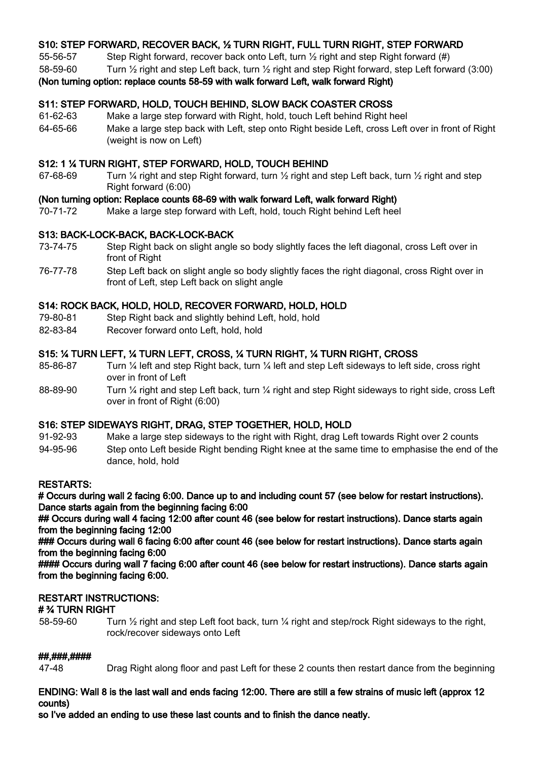**S10: STEP FORWARD, RECOVER BACK, ½ TURN RIGHT, FULL TURN RIGHT, STEP FORWARD**

55-56-57 Step Right forward, recover back onto Left, turn ½ right and step Right forward (#)

58-59-60 Turn ½ right and step Left back, turn ½ right and step Right forward, step Left forward (3:00)

**(Non turning option: replace counts 58-59 with walk forward Left, walk forward Right)**

**S11: STEP FORWARD, HOLD, TOUCH BEHIND, SLOW BACK COASTER CROSS**

61-62-63 Make a large step forward with Right, hold, touch Left behind Right heel

64-65-66 Make a large step back with Left, step onto Right beside Left, cross Left over in front of Right (weight is now on Left)

**S12: 1 ¼ TURN RIGHT, STEP FORWARD, HOLD, TOUCH BEHIND**

67-68-69 Turn ¼ right and step Right forward, turn ½ right and step Left back, turn ½ right and step Right forward (6:00)

**(Non turning option: Replace counts 68-69 with walk forward Left, walk forward Right)**

70-71-72 Make a large step forward with Left, hold, touch Right behind Left heel

**S13: BACK-LOCK-BACK, BACK-LOCK-BACK**

73-74-75 Step Right back on slight angle so body slightly faces the left diagonal, cross Left over in front of Right

76-77-78 Step Left back on slight angle so body slightly faces the right diagonal, cross Right over in front of Left, step Left back on slight angle

**S14: ROCK BACK, HOLD, HOLD, RECOVER FORWARD, HOLD, HOLD**

79-80-81 Step Right back and slightly behind Left, hold, hold

82-83-84 Recover forward onto Left, hold, hold

**S15: ¼ TURN LEFT, ¼ TURN LEFT, CROSS, ¼ TURN RIGHT, ¼ TURN RIGHT, CROSS**

85-86-87 Turn ¼ left and step Right back, turn ¼ left and step Left sideways to left side, cross right over in front of Left

88-89-90 Turn ¼ right and step Left back, turn ¼ right and step Right sideways to right side, cross Left over in front of Right (6:00)

**S16: STEP SIDEWAYS RIGHT, DRAG, STEP TOGETHER, HOLD, HOLD**

91-92-93 Make a large step sideways to the right with Right, drag Left towards Right over 2 counts

94-95-96 Step onto Left beside Right bending Right knee at the same time to emphasise the end of the dance, hold, hold

**RESTARTS:**

**# Occurs during wall 2 facing 6:00. Dance up to and including count 57 (see below for restart instructions). Dance starts again from the beginning facing 6:00**

**## Occurs during wall 4 facing 12:00 after count 46 (see below for restart instructions). Dance starts again from the beginning facing 12:00**

**### Occurs during wall 6 facing 6:00 after count 46 (see below for restart instructions). Dance starts again from the beginning facing 6:00**

**#### Occurs during wall 7 facing 6:00 after count 46 (see below for restart instructions). Dance starts again from the beginning facing 6:00.**

**RESTART INSTRUCTIONS:**

**# ¾ TURN RIGHT**

58-59-60 Turn ½ right and step Left foot back, turn ¼ right and step/rock Right sideways to the right, rock/recover sideways onto Left

**##,###,####**

47-48 Drag Right along floor and past Left for these 2 counts then restart dance from the beginning

**ENDING: Wall 8 is the last wall and ends facing 12:00. There are still a few strains of music left (approx 12 counts)**
**so I've added an ending to use these last counts and to finish the dance neatly.**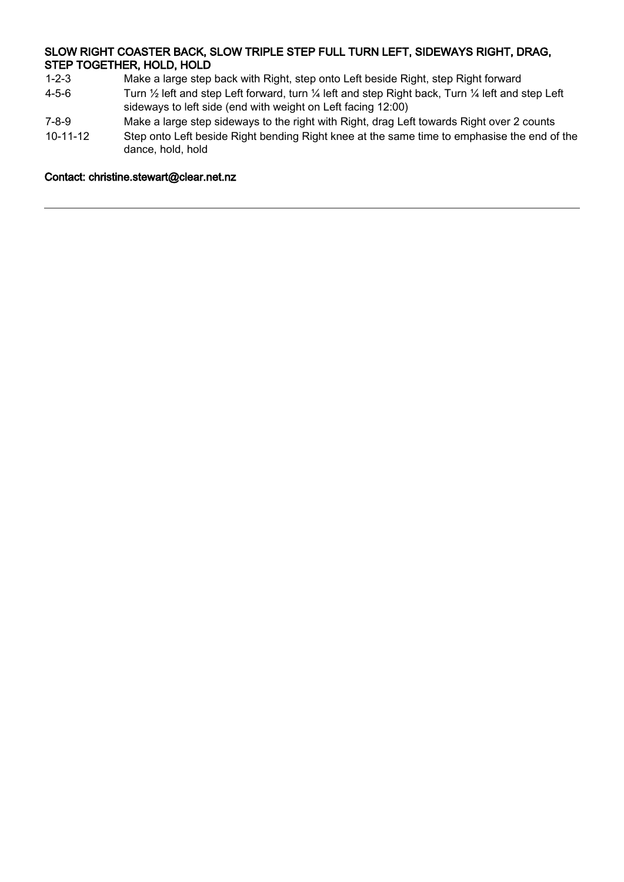**SLOW RIGHT COASTER BACK, SLOW TRIPLE STEP FULL TURN LEFT, SIDEWAYS RIGHT, DRAG, STEP TOGETHER, HOLD, HOLD**

| | |
|---|---|
| 1-2-3 | Make a large step back with Right, step onto Left beside Right, step Right forward |
| 4-5-6 | Turn ½ left and step Left forward, turn ¼ left and step Right back, Turn ¼ left and step Left sideways to left side (end with weight on Left facing 12:00) |
| 7-8-9 | Make a large step sideways to the right with Right, drag Left towards Right over 2 counts |
| 10-11-12 | Step onto Left beside Right bending Right knee at the same time to emphasise the end of the dance, hold, hold |

**Contact: christine.stewart@clear.net.nz**